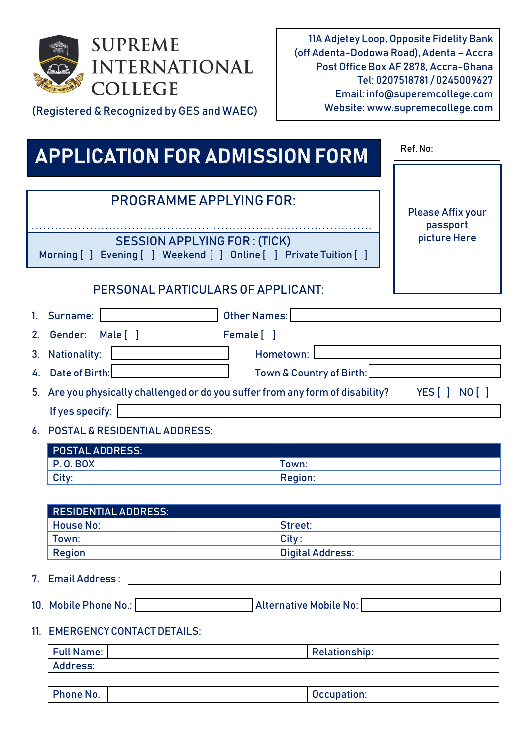# SUPREME INTERNATIONAL COLLEGE

(Registered & Recognized by GES and WAEC)

11A Adjetey Loop, Opposite Fidelity Bank
(off Adenta-Dodowa Road), Adenta – Accra
Post Office Box AF 2878, Accra-Ghana
Tel: 0207518781 / 0245009627
Email: info@superemcollege.com
Website: www.supremecollege.com

## APPLICATION FOR ADMISSION FORM

Ref. No:

Please Affix your passport picture Here

### PROGRAMME APPLYING FOR:

..............................................................................................

### SESSION APPLYING FOR : (TICK)

Morning [ ]  Evening [ ]  Weekend [ ]  Online [ ]  Private Tuition [ ]

### PERSONAL PARTICULARS OF APPLICANT:

1. Surname: ____________ Other Names: ____________
2. Gender: Male [ ] Female [ ]
3. Nationality: ____________ Hometown: ____________
4. Date of Birth: ____________ Town & Country of Birth: ____________
5. Are you physically challenged or do you suffer from any form of disability? YES [ ] NO [ ]

   If yes specify: ____________

6. POSTAL & RESIDENTIAL ADDRESS:

| POSTAL ADDRESS: | |
|---|---|
| P. O. BOX | Town: |
| City: | Region: |

| RESIDENTIAL ADDRESS: | |
|---|---|
| House No: | Street: |
| Town: | City : |
| Region | Digital Address: |

7. Email Address : ____________

10. Mobile Phone No.: ____________ Alternative Mobile No: ____________

11. EMERGENCY CONTACT DETAILS:

| Full Name: | | Relationship: |
|---|---|---|
| Address: | | |
| | | |
| Phone No. | | Occupation: |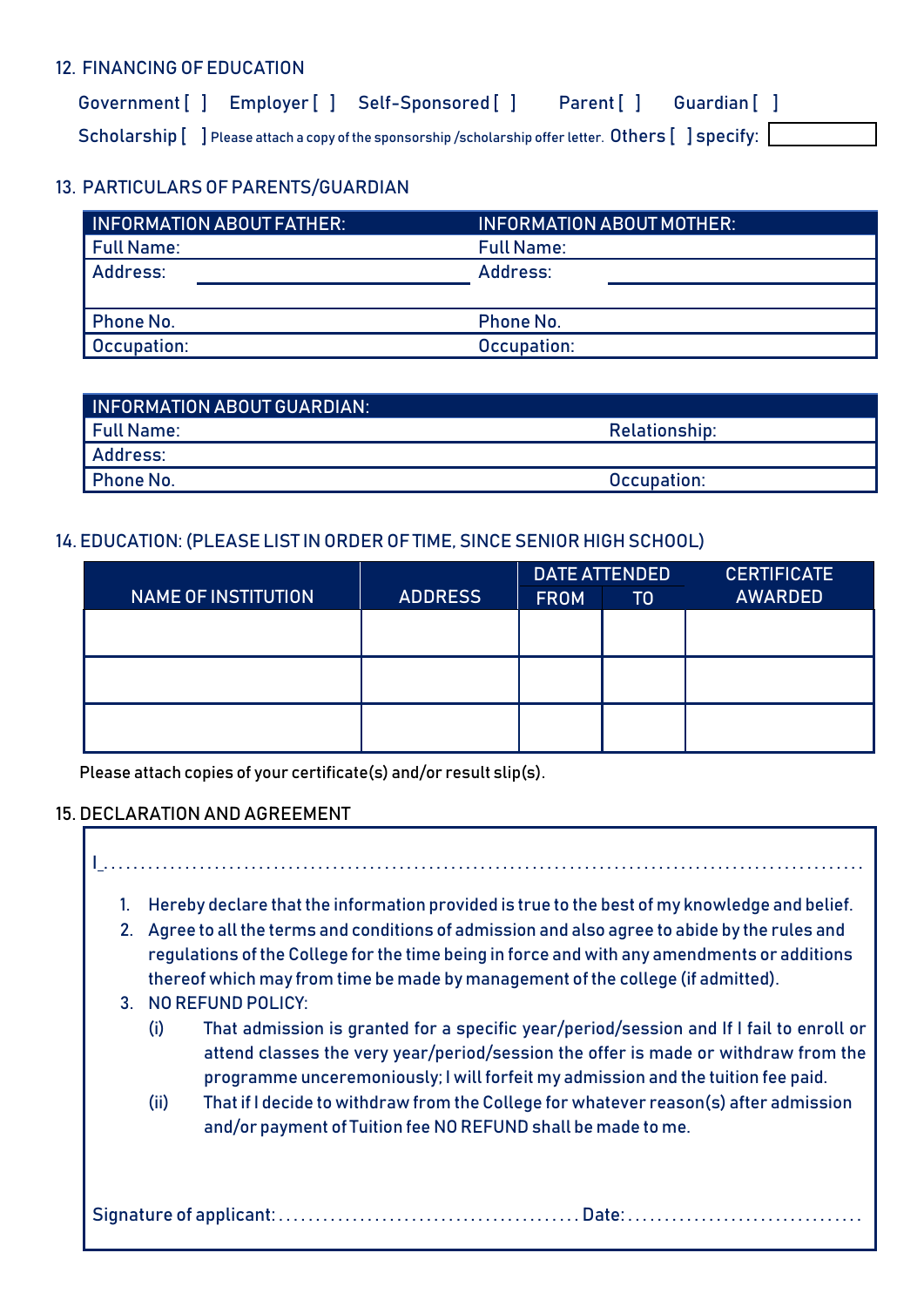## 12. FINANCING OF EDUCATION

Government [ ] Employer [ ] Self-Sponsored [ ] Parent [ ] Guardian [ ]

Scholarship [ ] Please attach a copy of the sponsorship /scholarship offer letter. Others [ ] specify:

## 13. PARTICULARS OF PARENTS/GUARDIAN

| INFORMATION ABOUT FATHER: | INFORMATION ABOUT MOTHER: |
|---|---|
| Full Name: | Full Name: |
| Address: | Address: |
| Phone No. | Phone No. |
| Occupation: | Occupation: |

| INFORMATION ABOUT GUARDIAN: | |
|---|---|
| Full Name: | Relationship: |
| Address: | |
| Phone No. | Occupation: |

## 14. EDUCATION: (PLEASE LIST IN ORDER OF TIME, SINCE SENIOR HIGH SCHOOL)

| NAME OF INSTITUTION | ADDRESS | DATE ATTENDED | | CERTIFICATE AWARDED |
|---|---|---|---|---|
| | | FROM | TO | |
| | | | | |
| | | | | |
| | | | | |

Please attach copies of your certificate(s) and/or result slip(s).

## 15. DECLARATION AND AGREEMENT

I_...................................................................................................

1. Hereby declare that the information provided is true to the best of my knowledge and belief.
2. Agree to all the terms and conditions of admission and also agree to abide by the rules and regulations of the College for the time being in force and with any amendments or additions thereof which may from time be made by management of the college (if admitted).
3. NO REFUND POLICY:
   - (i) That admission is granted for a specific year/period/session and If I fail to enroll or attend classes the very year/period/session the offer is made or withdraw from the programme unceremoniously; I will forfeit my admission and the tuition fee paid.
   - (ii) That if I decide to withdraw from the College for whatever reason(s) after admission and/or payment of Tuition fee NO REFUND shall be made to me.

Signature of applicant:........................................ Date:...............................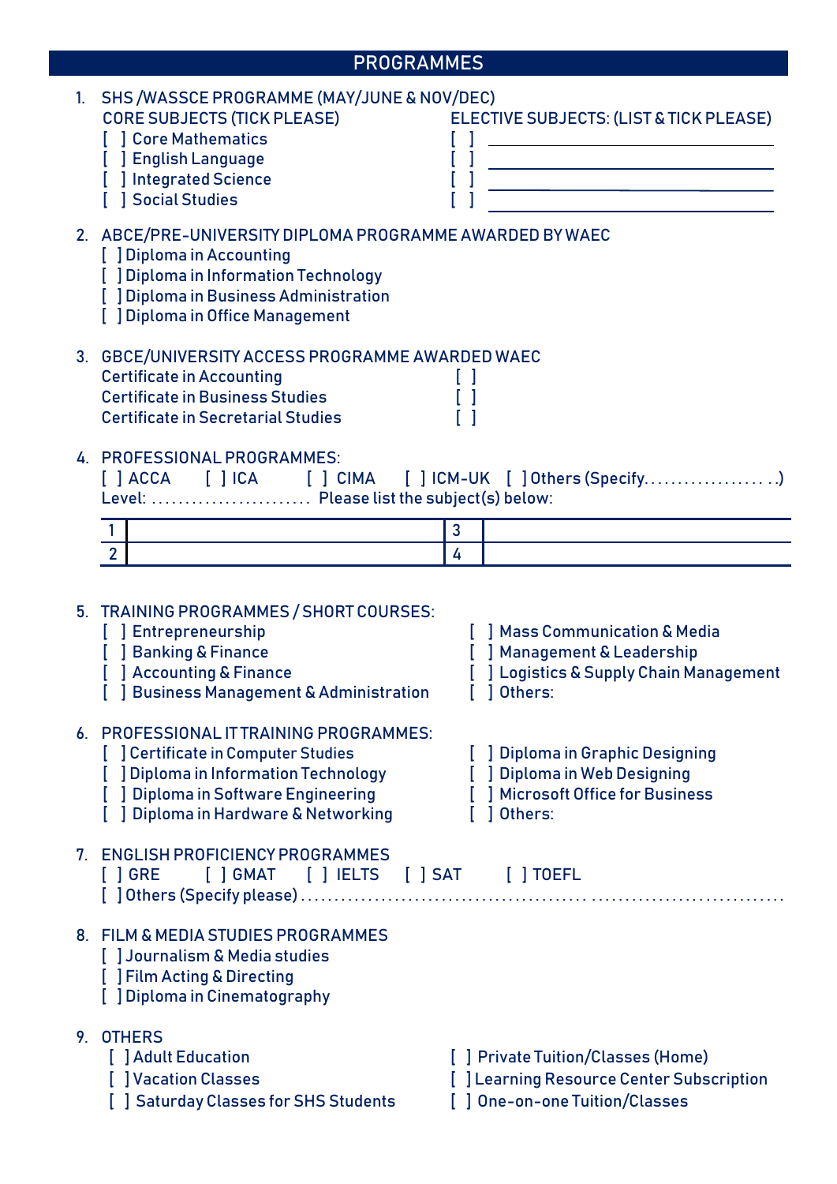## PROGRAMMES

1. SHS /WASSCE PROGRAMME (MAY/JUNE & NOV/DEC)

   CORE SUBJECTS (TICK PLEASE)
   - [ ] Core Mathematics
   - [ ] English Language
   - [ ] Integrated Science
   - [ ] Social Studies

   ELECTIVE SUBJECTS: (LIST & TICK PLEASE)
   - [ ] ______________________
   - [ ] ______________________
   - [ ] ______________________
   - [ ] ______________________

2. ABCE/PRE-UNIVERSITY DIPLOMA PROGRAMME AWARDED BY WAEC
   - [ ] Diploma in Accounting
   - [ ] Diploma in Information Technology
   - [ ] Diploma in Business Administration
   - [ ] Diploma in Office Management

3. GBCE/UNIVERSITY ACCESS PROGRAMME AWARDED WAEC
   - Certificate in Accounting [ ]
   - Certificate in Business Studies [ ]
   - Certificate in Secretarial Studies [ ]

4. PROFESSIONAL PROGRAMMES:

   [ ] ACCA [ ] ICA [ ] CIMA [ ] ICM-UK [ ] Others (Specify.....................)

   Level: ........................ Please list the subject(s) below:

| | | | |
|---|---|---|---|
| 1 | | 3 | |
| 2 | | 4 | |

5. TRAINING PROGRAMMES / SHORT COURSES:
   - [ ] Entrepreneurship
   - [ ] Banking & Finance
   - [ ] Accounting & Finance
   - [ ] Business Management & Administration
   - [ ] Mass Communication & Media
   - [ ] Management & Leadership
   - [ ] Logistics & Supply Chain Management
   - [ ] Others:

6. PROFESSIONAL IT TRAINING PROGRAMMES:
   - [ ] Certificate in Computer Studies
   - [ ] Diploma in Information Technology
   - [ ] Diploma in Software Engineering
   - [ ] Diploma in Hardware & Networking
   - [ ] Diploma in Graphic Designing
   - [ ] Diploma in Web Designing
   - [ ] Microsoft Office for Business
   - [ ] Others:

7. ENGLISH PROFICIENCY PROGRAMMES

   [ ] GRE [ ] GMAT [ ] IELTS [ ] SAT [ ] TOEFL

   [ ] Others (Specify please) ...........................................................................

8. FILM & MEDIA STUDIES PROGRAMMES
   - [ ] Journalism & Media studies
   - [ ] Film Acting & Directing
   - [ ] Diploma in Cinematography

9. OTHERS
   - [ ] Adult Education
   - [ ] Vacation Classes
   - [ ] Saturday Classes for SHS Students
   - [ ] Private Tuition/Classes (Home)
   - [ ] Learning Resource Center Subscription
   - [ ] One-on-one Tuition/Classes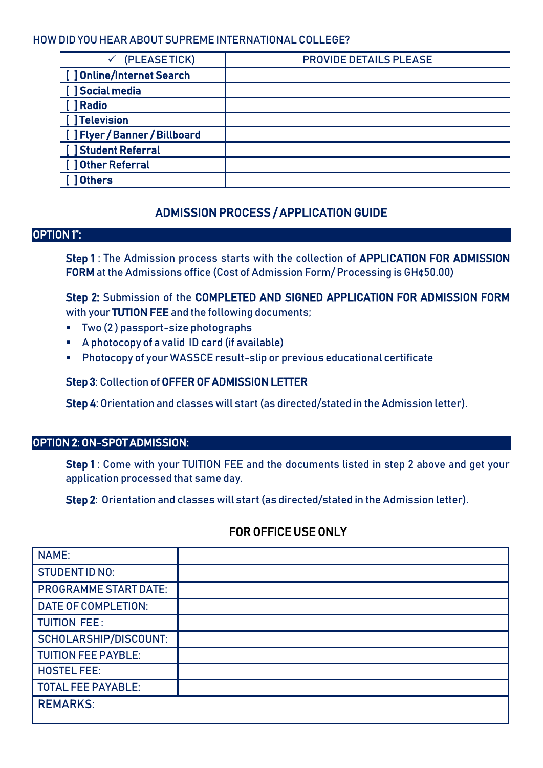HOW DID YOU HEAR ABOUT SUPREME INTERNATIONAL COLLEGE?

| ✓ (PLEASE TICK) | PROVIDE DETAILS PLEASE |
|---|---|
| **[ ] Online/Internet Search** | |
| **[ ] Social media** | |
| **[ ] Radio** | |
| **[ ] Television** | |
| **[ ] Flyer / Banner / Billboard** | |
| **[ ] Student Referral** | |
| **[ ] Other Referral** | |
| **[ ] Others** | |

## ADMISSION PROCESS / APPLICATION GUIDE

### OPTION 1":

**Step 1** : The Admission process starts with the collection of **APPLICATION FOR ADMISSION FORM** at the Admissions office (Cost of Admission Form/ Processing is GH¢50.00)

**Step 2:** Submission of the **COMPLETED AND SIGNED APPLICATION FOR ADMISSION FORM** with your **TUTION FEE** and the following documents;

- Two (2 ) passport-size photographs
- A photocopy of a valid ID card (if available)
- Photocopy of your WASSCE result-slip or previous educational certificate

**Step 3**: Collection of **OFFER OF ADMISSION LETTER**

**Step 4**: Orientation and classes will start (as directed/stated in the Admission letter).

### OPTION 2: ON-SPOT ADMISSION:

**Step 1** : Come with your TUITION FEE and the documents listed in step 2 above and get your application processed that same day.

**Step 2**: Orientation and classes will start (as directed/stated in the Admission letter).

### FOR OFFICE USE ONLY

| | |
|---|---|
| NAME: | |
| STUDENT ID NO: | |
| PROGRAMME START DATE: | |
| DATE OF COMPLETION: | |
| TUITION FEE : | |
| SCHOLARSHIP/DISCOUNT: | |
| TUITION FEE PAYBLE: | |
| HOSTEL FEE: | |
| TOTAL FEE PAYABLE: | |
| REMARKS: | |